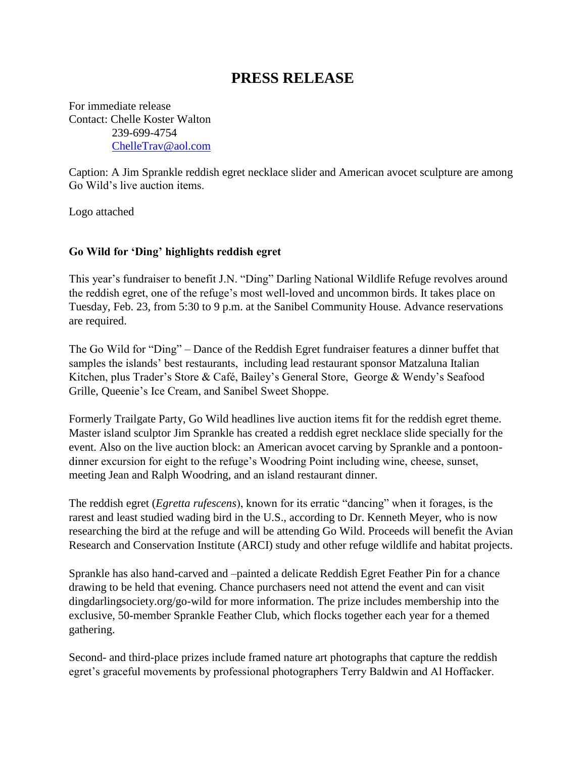# PRESS RELEASE

For immediate release
Contact: Chelle Koster Walton
239-699-4754
ChelleTrav@aol.com

Caption: A Jim Sprankle reddish egret necklace slider and American avocet sculpture are among Go Wild's live auction items.

Logo attached

**Go Wild for 'Ding' highlights reddish egret**

This year's fundraiser to benefit J.N. "Ding" Darling National Wildlife Refuge revolves around the reddish egret, one of the refuge's most well-loved and uncommon birds. It takes place on Tuesday, Feb. 23, from 5:30 to 9 p.m. at the Sanibel Community House. Advance reservations are required.

The Go Wild for "Ding" – Dance of the Reddish Egret fundraiser features a dinner buffet that samples the islands' best restaurants, including lead restaurant sponsor Matzaluna Italian Kitchen, plus Trader's Store & Café, Bailey's General Store, George & Wendy's Seafood Grille, Queenie's Ice Cream, and Sanibel Sweet Shoppe.

Formerly Trailgate Party, Go Wild headlines live auction items fit for the reddish egret theme. Master island sculptor Jim Sprankle has created a reddish egret necklace slide specially for the event. Also on the live auction block: an American avocet carving by Sprankle and a pontoon-dinner excursion for eight to the refuge's Woodring Point including wine, cheese, sunset, meeting Jean and Ralph Woodring, and an island restaurant dinner.

The reddish egret (*Egretta rufescens*), known for its erratic "dancing" when it forages, is the rarest and least studied wading bird in the U.S., according to Dr. Kenneth Meyer, who is now researching the bird at the refuge and will be attending Go Wild. Proceeds will benefit the Avian Research and Conservation Institute (ARCI) study and other refuge wildlife and habitat projects.

Sprankle has also hand-carved and –painted a delicate Reddish Egret Feather Pin for a chance drawing to be held that evening. Chance purchasers need not attend the event and can visit dingdarlingsociety.org/go-wild for more information. The prize includes membership into the exclusive, 50-member Sprankle Feather Club, which flocks together each year for a themed gathering.

Second- and third-place prizes include framed nature art photographs that capture the reddish egret's graceful movements by professional photographers Terry Baldwin and Al Hoffacker.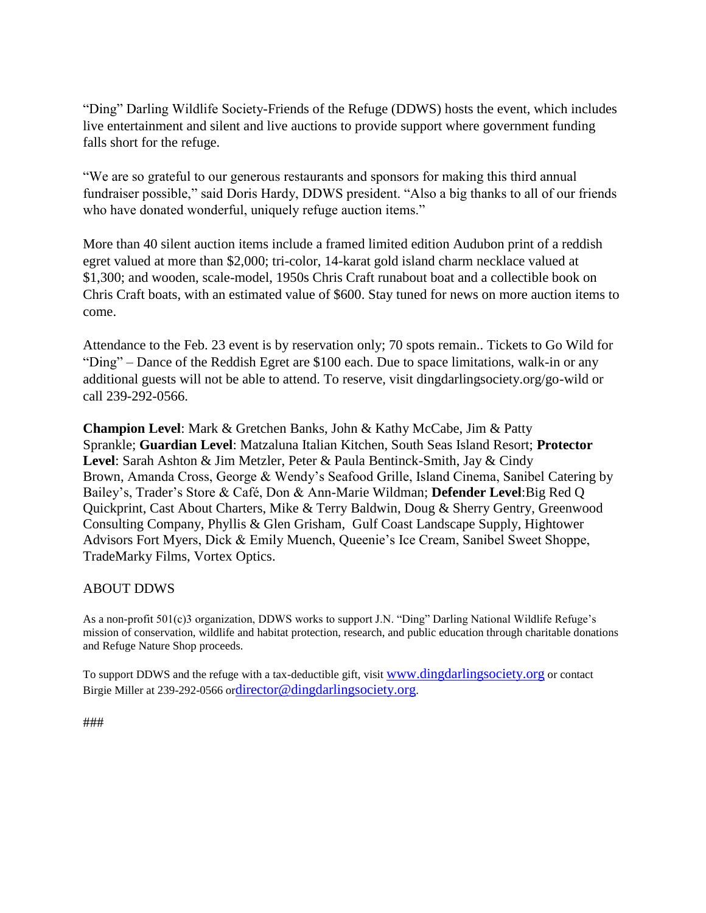"Ding" Darling Wildlife Society-Friends of the Refuge (DDWS) hosts the event, which includes live entertainment and silent and live auctions to provide support where government funding falls short for the refuge.

"We are so grateful to our generous restaurants and sponsors for making this third annual fundraiser possible," said Doris Hardy, DDWS president. "Also a big thanks to all of our friends who have donated wonderful, uniquely refuge auction items."

More than 40 silent auction items include a framed limited edition Audubon print of a reddish egret valued at more than $2,000; tri-color, 14-karat gold island charm necklace valued at $1,300; and wooden, scale-model, 1950s Chris Craft runabout boat and a collectible book on Chris Craft boats, with an estimated value of $600. Stay tuned for news on more auction items to come.

Attendance to the Feb. 23 event is by reservation only; 70 spots remain.. Tickets to Go Wild for "Ding" – Dance of the Reddish Egret are $100 each. Due to space limitations, walk-in or any additional guests will not be able to attend. To reserve, visit dingdarlingsociety.org/go-wild or call 239-292-0566.

**Champion Level**: Mark & Gretchen Banks, John & Kathy McCabe, Jim & Patty Sprankle; **Guardian Level**: Matzaluna Italian Kitchen, South Seas Island Resort; **Protector Level**: Sarah Ashton & Jim Metzler, Peter & Paula Bentinck-Smith, Jay & Cindy Brown, Amanda Cross, George & Wendy's Seafood Grille, Island Cinema, Sanibel Catering by Bailey's, Trader's Store & Café, Don & Ann-Marie Wildman; **Defender Level**:Big Red Q Quickprint, Cast About Charters, Mike & Terry Baldwin, Doug & Sherry Gentry, Greenwood Consulting Company, Phyllis & Glen Grisham, Gulf Coast Landscape Supply, Hightower Advisors Fort Myers, Dick & Emily Muench, Queenie's Ice Cream, Sanibel Sweet Shoppe, TradeMarky Films, Vortex Optics.

ABOUT DDWS

As a non-profit 501(c)3 organization, DDWS works to support J.N. "Ding" Darling National Wildlife Refuge's mission of conservation, wildlife and habitat protection, research, and public education through charitable donations and Refuge Nature Shop proceeds.

To support DDWS and the refuge with a tax-deductible gift, visit www.dingdarlingsociety.org or contact Birgie Miller at 239-292-0566 ordirector@dingdarlingsociety.org.

###